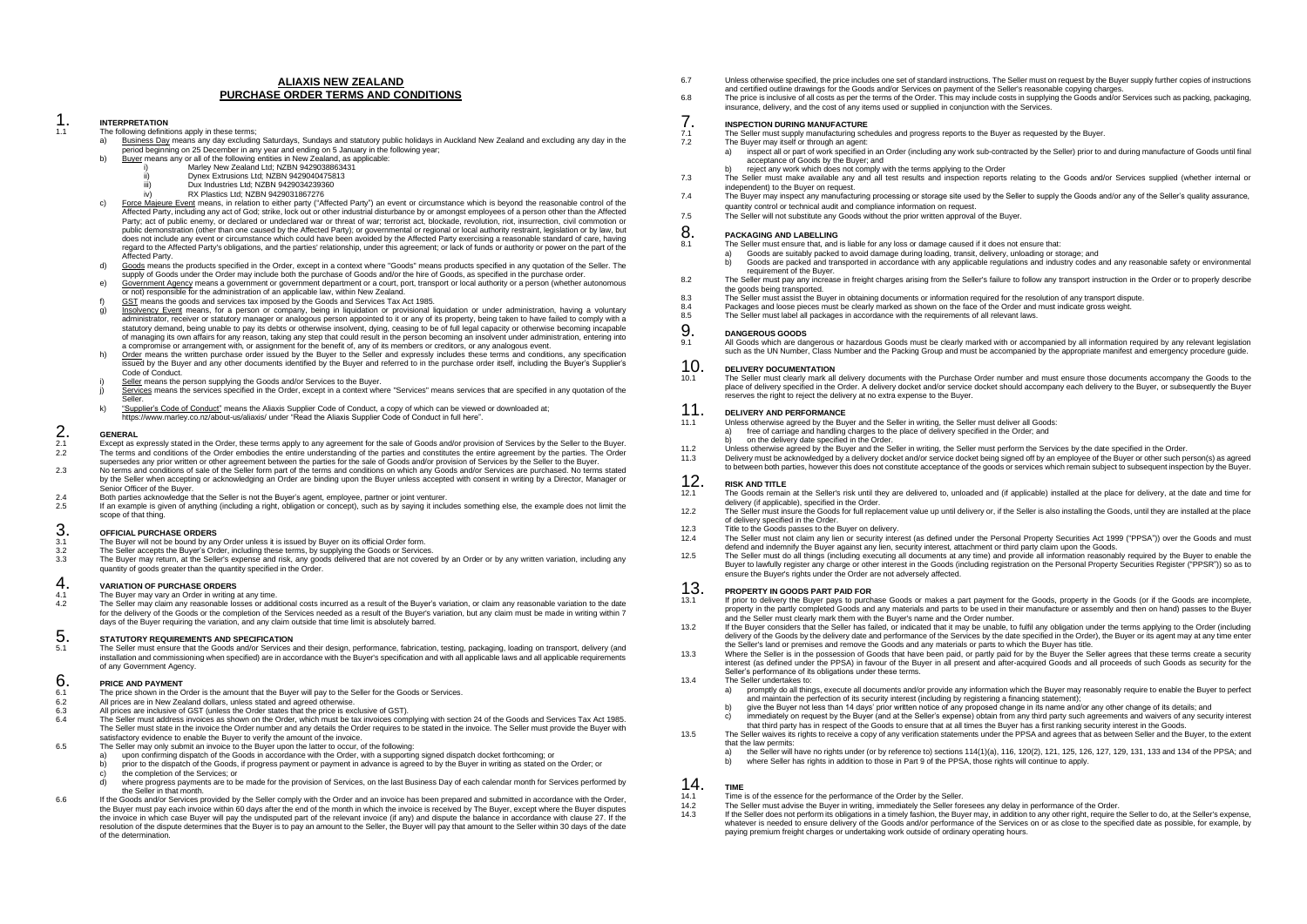# ALIAXIS NEW ZEALAND
# PURCHASE ORDER TERMS AND CONDITIONS

## 1. INTERPRETATION

1.1 The following definitions apply in these terms;

a) Business Day means any day excluding Saturdays, Sundays and statutory public holidays in Auckland New Zealand and excluding any day in the period beginning on 25 December in any year and ending on 5 January in the following year;

b) Buyer means any or all of the following entities in New Zealand, as applicable:
   i) Marley New Zealand Ltd; NZBN 9429038863431
   ii) Dynex Extrusions Ltd; NZBN 9429040475813
   iii) Dux Industries Ltd; NZBN 9429034239360
   iv) RX Plastics Ltd; NZBN 9429031867276

c) Force Majeure Event means, in relation to either party ("Affected Party") an event or circumstance which is beyond the reasonable control of the Affected Party, including any act of God; strike, lock out or other industrial disturbance by or amongst employees of a person other than the Affected Party; act of public enemy, or declared or undeclared war or threat of war; terrorist act, blockade, revolution, riot, insurrection, civil commotion or public demonstration (other than one caused by the Affected Party); or governmental or regional or local authority restraint, legislation or by law, but does not include any event or circumstance which could have been avoided by the Affected Party exercising a reasonable standard of care, having regard to the Affected Party's obligations, and the parties' relationship, under this agreement; or lack of funds or authority or power on the part of the Affected Party.

d) Goods means the products specified in the Order, except in a context where "Goods" means products specified in any quotation of the Seller. The supply of Goods under the Order may include both the purchase of Goods and/or the hire of Goods, as specified in the purchase order.

e) Government Agency means a government or government department or a court, port, transport or local authority or a person (whether autonomous or not) responsible for the administration of an applicable law, within New Zealand.

f) GST means the goods and services tax imposed by the Goods and Services Tax Act 1985.

g) Insolvency Event means, for a person or company, being in liquidation or provisional liquidation or under administration, having a voluntary administrator, receiver or statutory manager or analogous person appointed to it or any of its property, being taken to have failed to comply with a statutory demand, being unable to pay its debts or otherwise insolvent, dying, ceasing to be of full legal capacity or otherwise becoming incapable of managing its own affairs for any reason, taking any step that could result in the person becoming an insolvent under administration, entering into a compromise or arrangement with, or assignment for the benefit of, any of its members or creditors, or any analogous event.

h) Order means the written purchase order issued by the Buyer to the Seller and expressly includes these terms and conditions, any specification issued by the Buyer and any other documents identified by the Buyer and referred to in the purchase order itself, including the Buyer's Supplier's Code of Conduct.

i) Seller means the person supplying the Goods and/or Services to the Buyer.

j) Services means the services specified in the Order, except in a context where "Services" means services that are specified in any quotation of the Seller.

k) "Supplier's Code of Conduct" means the Aliaxis Supplier Code of Conduct, a copy of which can be viewed or downloaded at; https://www.marley.co.nz/about-us/aliaxis/ under "Read the Aliaxis Supplier Code of Conduct in full here".

## 2. GENERAL

2.1 Except as expressly stated in the Order, these terms apply to any agreement for the sale of Goods and/or provision of Services by the Seller to the Buyer.

2.2 The terms and conditions of the Order embodies the entire understanding of the parties and constitutes the entire agreement by the parties. The Order supersedes any prior written or other agreement between the parties for the sale of Goods and/or provision of Services by the Seller to the Buyer.

2.3 No terms and conditions of sale of the Seller form part of the terms and conditions on which any Goods and/or Services are purchased. No terms stated by the Seller when accepting or acknowledging an Order are binding upon the Buyer unless accepted with consent in writing by a Director, Manager or Senior Officer of the Buyer.

2.4 Both parties acknowledge that the Seller is not the Buyer's agent, employee, partner or joint venturer.

2.5 If an example is given of anything (including a right, obligation or concept), such as by saying it includes something else, the example does not limit the scope of that thing.

## 3. OFFICIAL PURCHASE ORDERS

3.1 The Buyer will not be bound by any Order unless it is issued by Buyer on its official Order form.

3.2 The Seller accepts the Buyer's Order, including these terms, by supplying the Goods or Services.

3.3 The Buyer may return, at the Seller's expense and risk, any goods delivered that are not covered by an Order or by any written variation, including any quantity of goods greater than the quantity specified in the Order.

## 4. VARIATION OF PURCHASE ORDERS

4.1 The Buyer may vary an Order in writing at any time.

4.2 The Seller may claim any reasonable losses or additional costs incurred as a result of the Buyer's variation, or claim any reasonable variation to the date for the delivery of the Goods or the completion of the Services needed as a result of the Buyer's variation, but any claim must be made in writing within 7 days of the Buyer requiring the variation, and any claim outside that time limit is absolutely barred.

## 5. STATUTORY REQUIREMENTS AND SPECIFICATION

5.1 The Seller must ensure that the Goods and/or Services and their design, performance, fabrication, testing, packaging, loading on transport, delivery (and installation and commissioning when specified) are in accordance with the Buyer's specification and with all applicable laws and all applicable requirements of any Government Agency.

## 6. PRICE AND PAYMENT

6.1 The price shown in the Order is the amount that the Buyer will pay to the Seller for the Goods or Services.

6.2 All prices are in New Zealand dollars, unless stated and agreed otherwise.

6.3 All prices are inclusive of GST (unless the Order states that the price is exclusive of GST).

6.4 The Seller must address invoices as shown on the Order, which must be tax invoices complying with section 24 of the Goods and Services Tax Act 1985. The Seller must state in the invoice the Order number and any details the Order requires to be stated in the invoice. The Seller must provide the Buyer with satisfactory evidence to enable the Buyer to verify the amount of the invoice.

6.5 The Seller may only submit an invoice to the Buyer upon the latter to occur, of the following:

a) upon confirming dispatch of the Goods in accordance with the Order, with a supporting signed dispatch docket forthcoming; or

b) prior to the dispatch of the Goods, if progress payment or payment in advance is agreed to by the Buyer in writing as stated on the Order; or

c) the completion of the Services; or

d) where progress payments are to be made for the provision of Services, on the last Business Day of each calendar month for Services performed by the Seller in that month.

6.6 If the Goods and/or Services provided by the Seller comply with the Order and an invoice has been prepared and submitted in accordance with the Order, the Buyer must pay each invoice within 60 days after the end of the month in which the invoice is received by The Buyer, except where the Buyer disputes the invoice in which case Buyer will pay the undisputed part of the relevant invoice (if any) and dispute the balance in accordance with clause 27. If the resolution of the dispute determines that the Buyer is to pay an amount to the Seller, the Buyer will pay that amount to the Seller within 30 days of the date of the determination.

6.7 Unless otherwise specified, the price includes one set of standard instructions. The Seller must on request by the Buyer supply further copies of instructions and certified outline drawings for the Goods and/or Services on payment of the Seller's reasonable copying charges.

6.8 The price is inclusive of all costs as per the terms of the Order. This may include costs in supplying the Goods and/or Services such as packing, packaging, insurance, delivery, and the cost of any items used or supplied in conjunction with the Services.

## 7. INSPECTION DURING MANUFACTURE

7.1 The Seller must supply manufacturing schedules and progress reports to the Buyer as requested by the Buyer.

7.2 The Buyer may itself or through an agent:

a) inspect all or part of work specified in an Order (including any work sub-contracted by the Seller) prior to and during manufacture of Goods until final acceptance of Goods by the Buyer; and

b) reject any work which does not comply with the terms applying to the Order

7.3 The Seller must make available any and all test results and inspection reports relating to the Goods and/or Services supplied (whether internal or independent) to the Buyer on request.

7.4 The Buyer may inspect any manufacturing processing or storage site used by the Seller to supply the Goods and/or any of the Seller's quality assurance, quantity control or technical audit and compliance information on request.

7.5 The Seller will not substitute any Goods without the prior written approval of the Buyer.

## 8. PACKAGING AND LABELLING

8.1 The Seller must ensure that, and is liable for any loss or damage caused if it does not ensure that:

a) Goods are suitably packed to avoid damage during loading, transit, delivery, unloading or storage; and

b) Goods are packed and transported in accordance with any applicable regulations and industry codes and any reasonable safety or environmental requirement of the Buyer.

8.2 The Seller must pay any increase in freight charges arising from the Seller's failure to follow any transport instruction in the Order or to properly describe the goods being transported.

8.3 The Seller must assist the Buyer in obtaining documents or information required for the resolution of any transport dispute.

8.4 Packages and loose pieces must be clearly marked as shown on the face of the Order and must indicate gross weight.

8.5 The Seller must label all packages in accordance with the requirements of all relevant laws.

## 9. DANGEROUS GOODS

9.1 All Goods which are dangerous or hazardous Goods must be clearly marked with or accompanied by all information required by any relevant legislation such as the UN Number, Class Number and the Packing Group and must be accompanied by the appropriate manifest and emergency procedure guide.

## 10. DELIVERY DOCUMENTATION

10.1 The Seller must clearly mark all delivery documents with the Purchase Order number and must ensure those documents accompany the Goods to the place of delivery specified in the Order. A delivery docket and/or service docket should accompany each delivery to the Buyer, or subsequently the Buyer reserves the right to reject the delivery at no extra expense to the Buyer.

## 11. DELIVERY AND PERFORMANCE

11.1 Unless otherwise agreed by the Buyer and the Seller in writing, the Seller must deliver all Goods:

a) free of carriage and handling charges to the place of delivery specified in the Order; and

b) on the delivery date specified in the Order.

11.2 Unless otherwise agreed by the Buyer and the Seller in writing, the Seller must perform the Services by the date specified in the Order.

11.3 Delivery must be acknowledged by a delivery docket and/or service docket being signed off by an employee of the Buyer or other such person(s) as agreed to between both parties, however this does not constitute acceptance of the goods or services which remain subject to subsequent inspection by the Buyer.

## 12. RISK AND TITLE

12.1 The Goods remain at the Seller's risk until they are delivered to, unloaded and (if applicable) installed at the place for delivery, at the date and time for delivery (if applicable), specified in the Order.

12.2 The Seller must insure the Goods for full replacement value up until delivery or, if the Seller is also installing the Goods, until they are installed at the place of delivery specified in the Order.

12.3 Title to the Goods passes to the Buyer on delivery.

12.4 The Seller must not claim any lien or security interest (as defined under the Personal Property Securities Act 1999 ("PPSA")) over the Goods and must defend and indemnify the Buyer against any lien, security interest, attachment or third party claim upon the Goods.

12.5 The Seller must do all things (including executing all documents at any time) and provide all information reasonably required by the Buyer to enable the Buyer to lawfully register any charge or other interest in the Goods (including registration on the Personal Property Securities Register ("PPSR")) so as to ensure the Buyer's rights under the Order are not adversely affected.

## 13. PROPERTY IN GOODS PART PAID FOR

13.1 If prior to delivery the Buyer pays to purchase Goods or makes a part payment for the Goods, property in the Goods (or if the Goods are incomplete, property in the partly completed Goods and any materials and parts to be used in their manufacture or assembly and then on hand) passes to the Buyer and the Seller must clearly mark them with the Buyer's name and the Order number.

13.2 If the Buyer considers that the Seller has failed, or indicated that it may be unable, to fulfil any obligation under the terms applying to the Order (including delivery of the Goods by the delivery date and performance of the Services by the date specified in the Order), the Buyer or its agent may at any time enter the Seller's land or premises and remove the Goods and any materials or parts to which the Buyer has title.

13.3 Where the Seller is in the possession of Goods that have been paid, or partly paid for by the Buyer the Seller agrees that these terms create a security interest (as defined under the PPSA) in favour of the Buyer in all present and after-acquired Goods and all proceeds of such Goods as security for the Seller's performance of its obligations under these terms.

13.4 The Seller undertakes to:

a) promptly do all things, execute all documents and/or provide any information which the Buyer may reasonably require to enable the Buyer to perfect and maintain the perfection of its security interest (including by registering a financing statement);

b) give the Buyer not less than 14 days' prior written notice of any proposed change in its name and/or any other change of its details; and

c) immediately on request by the Buyer (and at the Seller's expense) obtain from any third party such agreements and waivers of any security interest that third party has in respect of the Goods to ensure that at all times the Buyer has a first ranking security interest in the Goods.

13.5 The Seller waives its rights to receive a copy of any verification statements under the PPSA and agrees that as between Seller and the Buyer, to the extent that the law permits:

a) the Seller will have no rights under (or by reference to) sections 114(1)(a), 116, 120(2), 121, 125, 126, 127, 129, 131, 133 and 134 of the PPSA; and

b) where Seller has rights in addition to those in Part 9 of the PPSA, those rights will continue to apply.

## 14. TIME

14.1 Time is of the essence for the performance of the Order by the Seller.

14.2 The Seller must advise the Buyer in writing, immediately the Seller foresees any delay in performance of the Order.

14.3 If the Seller does not perform its obligations in a timely fashion, the Buyer may, in addition to any other right, require the Seller to do, at the Seller's expense, whatever is needed to ensure delivery of the Goods and/or performance of the Services on or as close to the specified date as possible, for example, by paying premium freight charges or undertaking work outside of ordinary operating hours.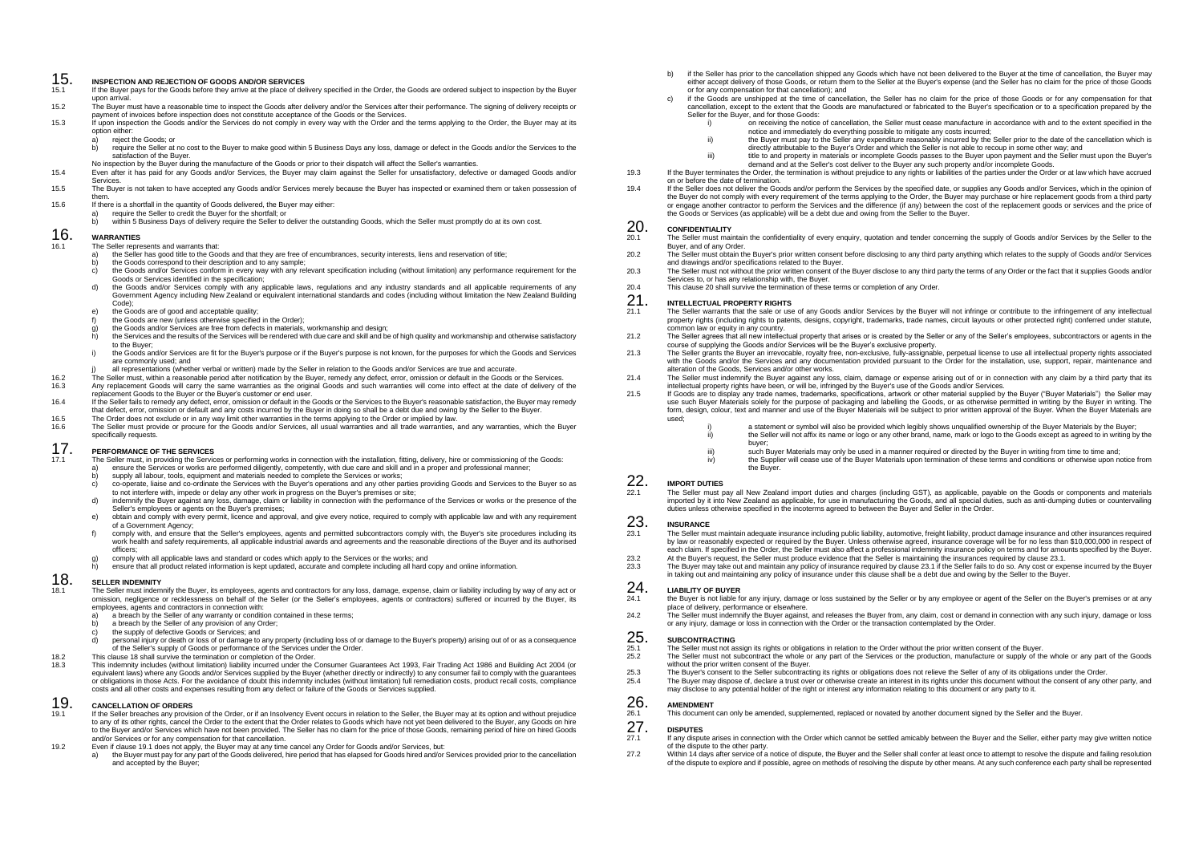## 15. INSPECTION AND REJECTION OF GOODS AND/OR SERVICES

15.1 If the Buyer pays for the Goods before they arrive at the place of delivery specified in the Order, the Goods are ordered subject to inspection by the Buyer upon arrival.

15.2 The Buyer must have a reasonable time to inspect the Goods after delivery and/or the Services after their performance. The signing of delivery receipts or payment of invoices before inspection does not constitute acceptance of the Goods or the Services.

15.3 If upon inspection the Goods and/or the Services do not comply in every way with the Order and the terms applying to the Order, the Buyer may at its option either:

a) reject the Goods; or

b) require the Seller at no cost to the Buyer to make good within 5 Business Days any loss, damage or defect in the Goods and/or the Services to the satisfaction of the Buyer.

No inspection by the Buyer during the manufacture of the Goods or prior to their dispatch will affect the Seller's warranties.

15.4 Even after it has paid for any Goods and/or Services, the Buyer may claim against the Seller for unsatisfactory, defective or damaged Goods and/or Services.

15.5 The Buyer is not taken to have accepted any Goods and/or Services merely because the Buyer has inspected or examined them or taken possession of them.

15.6 If there is a shortfall in the quantity of Goods delivered, the Buyer may either:

a) require the Seller to credit the Buyer for the shortfall; or

b) within 5 Business Days of delivery require the Seller to deliver the outstanding Goods, which the Seller must promptly do at its own cost.

## 16. WARRANTIES

16.1 The Seller represents and warrants that:

a) the Seller has good title to the Goods and that they are free of encumbrances, security interests, liens and reservation of title;

b) the Goods correspond to their description and to any sample;

c) the Goods and/or Services conform in every way with any relevant specification including (without limitation) any performance requirement for the Goods or Services identified in the specification;

d) the Goods and/or Services comply with any applicable laws, regulations and any industry standards and all applicable requirements of any Government Agency including New Zealand or equivalent international standards and codes (including without limitation the New Zealand Building Code);

e) the Goods are of good and acceptable quality;

f) the Goods are new (unless otherwise specified in the Order);

g) the Goods and/or Services are free from defects in materials, workmanship and design;

h) the Services and the results of the Services will be rendered with due care and skill and be of high quality and workmanship and otherwise satisfactory to the Buyer;

i) the Goods and/or Services are fit for the Buyer's purpose or if the Buyer's purpose is not known, for the purposes for which the Goods and Services are commonly used; and

j) all representations (whether verbal or written) made by the Seller in relation to the Goods and/or Services are true and accurate.

16.2 The Seller must, within a reasonable period after notification by the Buyer, remedy any defect, error, omission or default in the Goods or the Services.

16.3 Any replacement Goods will carry the same warranties as the original Goods and such warranties will come into effect at the date of delivery of the replacement Goods to the Buyer or the Buyer's customer or end user.

16.4 If the Seller fails to remedy any defect, error, omission or default in the Goods or the Services to the Buyer's reasonable satisfaction, the Buyer may remedy that defect, error, omission or default and any costs incurred by the Buyer in doing so shall be a debt due and owing by the Seller to the Buyer.

16.5 The Order does not exclude or in any way limit other warranties in the terms applying to the Order or implied by law.

16.6 The Seller must provide or procure for the Goods and/or Services, all usual warranties and all trade warranties, and any warranties, which the Buyer specifically requests.

## 17. PERFORMANCE OF THE SERVICES

17.1 The Seller must, in providing the Services or performing works in connection with the installation, fitting, delivery, hire or commissioning of the Goods:

a) ensure the Services or works are performed diligently, competently, with due care and skill and in a proper and professional manner;

b) supply all labour, tools, equipment and materials needed to complete the Services or works;

c) co-operate, liaise and co-ordinate the Services with the Buyer's operations and any other parties providing Goods and Services to the Buyer so as to not interfere with, impede or delay any other work in progress on the Buyer's premises or site;

d) indemnify the Buyer against any loss, damage, claim or liability in connection with the performance of the Services or works or the presence of the Seller's employees or agents on the Buyer's premises;

e) obtain and comply with every permit, licence and approval, and give every notice, required to comply with applicable law and with any requirement of a Government Agency;

f) comply with, and ensure that the Seller's employees, agents and permitted subcontractors comply with, the Buyer's site procedures including its work health and safety requirements, all applicable industrial awards and agreements and the reasonable directions of the Buyer and its authorised officers;

g) comply with all applicable laws and standard or codes which apply to the Services or the works; and

h) ensure that all product related information is kept updated, accurate and complete including all hard copy and online information.

## 18. SELLER INDEMNITY

18.1 The Seller must indemnify the Buyer, its employees, agents and contractors for any loss, damage, expense, claim or liability including by way of any act or omission, negligence or recklessness on behalf of the Seller (or the Seller's employees, agents or contractors) suffered or incurred by the Buyer, its employees, agents and contractors in connection with:

a) a breach by the Seller of any warranty or condition contained in these terms;

b) a breach by the Seller of any provision of any Order;

c) the supply of defective Goods or Services; and

d) personal injury or death or loss of or damage to any property (including loss of or damage to the Buyer's property) arising out of or as a consequence of the Seller's supply of Goods or performance of the Services under the Order.

18.2 This clause 18 shall survive the termination or completion of the Order.

18.3 This indemnity includes (without limitation) liability incurred under the Consumer Guarantees Act 1993, Fair Trading Act 1986 and Building Act 2004 (or equivalent laws) where any Goods and/or Services supplied by the Buyer (whether directly or indirectly) to any consumer fail to comply with the guarantees or obligations in those Acts. For the avoidance of doubt this indemnity includes (without limitation) full remediation costs, product recall costs, compliance costs and all other costs and expenses resulting from any defect or failure of the Goods or Services supplied.

## 19. CANCELLATION OF ORDERS

19.1 If the Seller breaches any provision of the Order, or if an Insolvency Event occurs in relation to the Seller, the Buyer may at its option and without prejudice to any of its other rights, cancel the Order to the extent that the Order relates to Goods which have not yet been delivered to the Buyer, any Goods on hire to the Buyer and/or Services which have not been provided. The Seller has no claim for the price of those Goods, remaining period of hire on hired Goods and/or Services or for any compensation for that cancellation.

19.2 Even if clause 19.1 does not apply, the Buyer may at any time cancel any Order for Goods and/or Services, but:

a) the Buyer must pay for any part of the Goods delivered, hire period that has elapsed for Goods hired and/or Services provided prior to the cancellation and accepted by the Buyer;

b) if the Seller has prior to the cancellation shipped any Goods which have not been delivered to the Buyer at the time of cancellation, the Buyer may either accept delivery of those Goods, or return them to the Seller at the Buyer's expense (and the Seller has no claim for the price of those Goods or for any compensation for that cancellation); and

c) if the Goods are unshipped at the time of cancellation, the Seller has no claim for the price of those Goods or for any compensation for that cancellation, except to the extent that the Goods are manufactured or fabricated to the Buyer's specification or to a specification prepared by the Seller for the Buyer, and for those Goods:

i) on receiving the notice of cancellation, the Seller must cease manufacture in accordance with and to the extent specified in the notice and immediately do everything possible to mitigate any costs incurred;

ii) the Buyer must pay to the Seller any expenditure reasonably incurred by the Seller prior to the date of the cancellation which is directly attributable to the Buyer's Order and which the Seller is not able to recoup in some other way; and

iii) title to and property in materials or incomplete Goods passes to the Buyer upon payment and the Seller must upon the Buyer's demand and at the Seller's cost deliver to the Buyer any such property and/or incomplete Goods.

19.3 If the Buyer terminates the Order, the termination is without prejudice to any rights or liabilities of the parties under the Order or at law which have accrued on or before the date of termination.

19.4 If the Seller does not deliver the Goods and/or perform the Services by the specified date, or supplies any Goods and/or Services, which in the opinion of the Buyer do not comply with every requirement of the terms applying to the Order, the Buyer may purchase or hire replacement goods from a third party or engage another contractor to perform the Services and the difference (if any) between the cost of the replacement goods or services and the price of the Goods or Services (as applicable) will be a debt due and owing from the Seller to the Buyer.

## 20. CONFIDENTIALITY

20.1 The Seller must maintain the confidentiality of every enquiry, quotation and tender concerning the supply of Goods and/or Services by the Seller to the Buyer, and of any Order.

20.2 The Seller must obtain the Buyer's prior written consent before disclosing to any third party anything which relates to the supply of Goods and/or Services and drawings and/or specifications related to the Buyer.

20.3 The Seller must not without the prior written consent of the Buyer disclose to any third party the terms of any Order or the fact that it supplies Goods and/or Services to, or has any relationship with, the Buyer.

20.4 This clause 20 shall survive the termination of these terms or completion of any Order.

## 21. INTELLECTUAL PROPERTY RIGHTS

21.1 The Seller warrants that the sale or use of any Goods and/or Services by the Buyer will not infringe or contribute to the infringement of any intellectual property rights (including rights to patents, designs, copyright, trademarks, trade names, circuit layouts or other protected right) conferred under statute, common law or equity in any country.

21.2 The Seller agrees that all new intellectual property that arises or is created by the Seller or any of the Seller's employees, subcontractors or agents in the course of supplying the Goods and/or Services will be the Buyer's exclusive property.

21.3 The Seller grants the Buyer an irrevocable, royalty free, non-exclusive, fully-assignable, perpetual license to use all intellectual property rights associated with the Goods and/or the Services and any documentation provided pursuant to the Order for the installation, use, support, repair, maintenance and alteration of the Goods, Services and/or other works.

21.4 The Seller must indemnify the Buyer against any loss, claim, damage or expense arising out of or in connection with any claim by a third party that its intellectual property rights have been, or will be, infringed by the Buyer's use of the Goods and/or Services.

21.5 If Goods are to display any trade names, trademarks, specifications, artwork or other material supplied by the Buyer ("Buyer Materials") the Seller may use such Buyer Materials solely for the purpose of packaging and labelling the Goods, or as otherwise permitted in writing by the Buyer in writing. The form, design, colour, text and manner and use of the Buyer Materials will be subject to prior written approval of the Buyer. When the Buyer Materials are used;

i) a statement or symbol will also be provided which legibly shows unqualified ownership of the Buyer Materials by the Buyer;

ii) the Seller will not affix its name or logo or any other brand, name, mark or logo to the Goods except as agreed to in writing by the buyer;

iii) such Buyer Materials may only be used in a manner required or directed by the Buyer in writing from time to time and;

iv) the Supplier will cease use of the Buyer Materials upon termination of these terms and conditions or otherwise upon notice from the Buyer.

## 22. IMPORT DUTIES

22.1 The Seller must pay all New Zealand import duties and charges (including GST), as applicable, payable on the Goods or components and materials imported by it into New Zealand as applicable, for use in manufacturing the Goods, and all special duties, such as anti-dumping duties or countervailing duties unless otherwise specified in the incoterms agreed to between the Buyer and Seller in the Order.

## 23. INSURANCE

23.1 The Seller must maintain adequate insurance including public liability, automotive, freight liability, product damage insurance and other insurances required by law or reasonably expected or required by the Buyer. Unless otherwise agreed, insurance coverage will be for no less than $10,000,000 in respect of each claim. If specified in the Order, the Seller must also affect a professional indemnity insurance policy on terms and for amounts specified by the Buyer.

23.2 At the Buyer's request, the Seller must produce evidence that the Seller is maintaining the insurances required by clause 23.1.

23.3 The Buyer may take out and maintain any policy of insurance required by clause 23.1 if the Seller fails to do so. Any cost or expense incurred by the Buyer in taking out and maintaining any policy of insurance under this clause shall be a debt due and owing by the Seller to the Buyer.

## 24. LIABILITY OF BUYER

24.1 the Buyer is not liable for any injury, damage or loss sustained by the Seller or by any employee or agent of the Seller on the Buyer's premises or at any place of delivery, performance or elsewhere.

24.2 The Seller must indemnify the Buyer against, and releases the Buyer from, any claim, cost or demand in connection with any such injury, damage or loss or any injury, damage or loss in connection with the Order or the transaction contemplated by the Order.

## 25. SUBCONTRACTING

25.1 The Seller must not assign its rights or obligations in relation to the Order without the prior written consent of the Buyer.

25.2 The Seller must not subcontract the whole or any part of the Services or the production, manufacture or supply of the whole or any part of the Goods without the prior written consent of the Buyer.

25.3 The Buyer's consent to the Seller subcontracting its rights or obligations does not relieve the Seller of any of its obligations under the Order.

25.4 The Buyer may dispose of, declare a trust over or otherwise create an interest in its rights under this document without the consent of any other party, and may disclose to any potential holder of the right or interest any information relating to this document or any party to it.

## 26. AMENDMENT

26.1 This document can only be amended, supplemented, replaced or novated by another document signed by the Seller and the Buyer.

## 27. DISPUTES

27.1 If any dispute arises in connection with the Order which cannot be settled amicably between the Buyer and the Seller, either party may give written notice of the dispute to the other party.

27.2 Within 14 days after service of a notice of dispute, the Buyer and the Seller shall confer at least once to attempt to resolve the dispute and failing resolution of the dispute to explore and if possible, agree on methods of resolving the dispute by other means. At any such conference each party shall be represented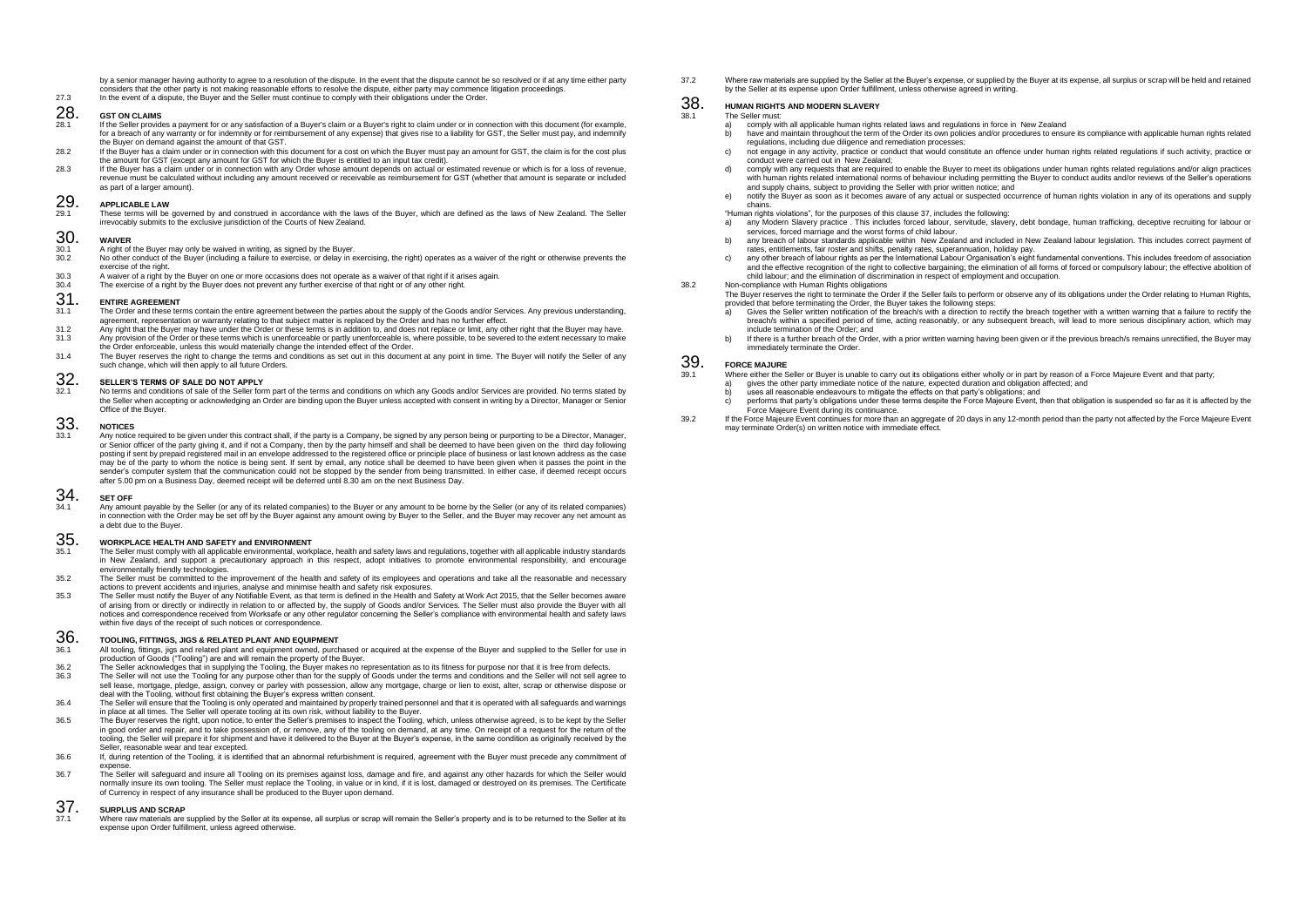by a senior manager having authority to agree to a resolution of the dispute. In the event that the dispute cannot be so resolved or if at any time either party considers that the other party is not making reasonable efforts to resolve the dispute, either party may commence litigation proceedings.

27.3 In the event of a dispute, the Buyer and the Seller must continue to comply with their obligations under the Order.

## 28. GST ON CLAIMS

28.1 If the Seller provides a payment for or any satisfaction of a Buyer's claim or a Buyer's right to claim under or in connection with this document (for example, for a breach of any warranty or for indemnity or for reimbursement of any expense) that gives rise to a liability for GST, the Seller must pay, and indemnify the Buyer on demand against the amount of that GST.

28.2 If the Buyer has a claim under or in connection with this document for a cost on which the Buyer must pay an amount for GST, the claim is for the cost plus the amount for GST (except any amount for GST for which the Buyer is entitled to an input tax credit).

28.3 If the Buyer has a claim under or in connection with any Order whose amount depends on actual or estimated revenue or which is for a loss of revenue, revenue must be calculated without including any amount received or receivable as reimbursement for GST (whether that amount is separate or included as part of a larger amount).

## 29. APPLICABLE LAW

29.1 These terms will be governed by and construed in accordance with the laws of the Buyer, which are defined as the laws of New Zealand. The Seller irrevocably submits to the exclusive jurisdiction of the Courts of New Zealand.

## 30. WAIVER

30.1 A right of the Buyer may only be waived in writing, as signed by the Buyer.

30.2 No other conduct of the Buyer (including a failure to exercise, or delay in exercising, the right) operates as a waiver of the right or otherwise prevents the exercise of the right.

30.3 A waiver of a right by the Buyer on one or more occasions does not operate as a waiver of that right if it arises again.

30.4 The exercise of a right by the Buyer does not prevent any further exercise of that right or of any other right.

## 31. ENTIRE AGREEMENT

31.1 The Order and these terms contain the entire agreement between the parties about the supply of the Goods and/or Services. Any previous understanding, agreement, representation or warranty relating to that subject matter is replaced by the Order and has no further effect.

31.2 Any right that the Buyer may have under the Order or these terms is in addition to, and does not replace or limit, any other right that the Buyer may have.

31.3 Any provision of the Order or these terms which is unenforceable or partly unenforceable is, where possible, to be severed to the extent necessary to make the Order enforceable, unless this would materially change the intended effect of the Order.

31.4 The Buyer reserves the right to change the terms and conditions as set out in this document at any point in time. The Buyer will notify the Seller of any such change, which will then apply to all future Orders.

## 32. SELLER'S TERMS OF SALE DO NOT APPLY

32.1 No terms and conditions of sale of the Seller form part of the terms and conditions on which any Goods and/or Services are provided. No terms stated by the Seller when accepting or acknowledging an Order are binding upon the Buyer unless accepted with consent in writing by a Director, Manager or Senior Office of the Buyer.

## 33. NOTICES

33.1 Any notice required to be given under this contract shall, if the party is a Company, be signed by any person being or purporting to be a Director, Manager, or Senior officer of the party giving it, and if not a Company, then by the party himself and shall be deemed to have been given on the third day following posting if sent by prepaid registered mail in an envelope addressed to the registered office or principle place of business or last known address as the case may be of the party to whom the notice is being sent. If sent by email, any notice shall be deemed to have been given when it passes the point in the sender's computer system that the communication could not be stopped by the sender from being transmitted. In either case, if deemed receipt occurs after 5.00 pm on a Business Day, deemed receipt will be deferred until 8.30 am on the next Business Day.

## 34. SET OFF

34.1 Any amount payable by the Seller (or any of its related companies) to the Buyer or any amount to be borne by the Seller (or any of its related companies) in connection with the Order may be set off by the Buyer against any amount owing by Buyer to the Seller, and the Buyer may recover any net amount as a debt due to the Buyer.

## 35. WORKPLACE HEALTH AND SAFETY and ENVIRONMENT

35.1 The Seller must comply with all applicable environmental, workplace, health and safety laws and regulations, together with all applicable industry standards in New Zealand, and support a precautionary approach in this respect, adopt initiatives to promote environmental responsibility, and encourage environmentally friendly technologies.

35.2 The Seller must be committed to the improvement of the health and safety of its employees and operations and take all the reasonable and necessary actions to prevent accidents and injuries, analyse and minimise health and safety risk exposures.

35.3 The Seller must notify the Buyer of any Notifiable Event, as that term is defined in the Health and Safety at Work Act 2015, that the Seller becomes aware of arising from or directly or indirectly in relation to or affected by, the supply of Goods and/or Services. The Seller must also provide the Buyer with all notices and correspondence received from Worksafe or any other regulator concerning the Seller's compliance with environmental health and safety laws within five days of the receipt of such notices or correspondence.

## 36. TOOLING, FITTINGS, JIGS & RELATED PLANT AND EQUIPMENT

36.1 All tooling, fittings, jigs and related plant and equipment owned, purchased or acquired at the expense of the Buyer and supplied to the Seller for use in production of Goods ("Tooling") are and will remain the property of the Buyer.

36.2 The Seller acknowledges that in supplying the Tooling, the Buyer makes no representation as to its fitness for purpose nor that it is free from defects.

36.3 The Seller will not use the Tooling for any purpose other than for the supply of Goods under the terms and conditions and the Seller will not sell agree to sell lease, mortgage, pledge, assign, convey or parley with possession, allow any mortgage, charge or lien to exist, alter, scrap or otherwise dispose or deal with the Tooling, without first obtaining the Buyer's express written consent.

36.4 The Seller will ensure that the Tooling is only operated and maintained by properly trained personnel and that it is operated with all safeguards and warnings in place at all times. The Seller will operate tooling at its own risk, without liability to the Buyer.

36.5 The Buyer reserves the right, upon notice, to enter the Seller's premises to inspect the Tooling, which, unless otherwise agreed, is to be kept by the Seller in good order and repair, and to take possession of, or remove, any of the tooling on demand, at any time. On receipt of a request for the return of the tooling, the Seller will prepare it for shipment and have it delivered to the Buyer at the Buyer's expense, in the same condition as originally received by the Seller, reasonable wear and tear excepted.

36.6 If, during retention of the Tooling, it is identified that an abnormal refurbishment is required, agreement with the Buyer must precede any commitment of expense.

36.7 The Seller will safeguard and insure all Tooling on its premises against loss, damage and fire, and against any other hazards for which the Seller would normally insure its own tooling. The Seller must replace the Tooling, in value or in kind, if it is lost, damaged or destroyed on its premises. The Certificate of Currency in respect of any insurance shall be produced to the Buyer upon demand.

## 37. SURPLUS AND SCRAP

37.1 Where raw materials are supplied by the Seller at its expense, all surplus or scrap will remain the Seller's property and is to be returned to the Seller at its expense upon Order fulfillment, unless agreed otherwise.

37.2 Where raw materials are supplied by the Seller at the Buyer's expense, or supplied by the Buyer at its expense, all surplus or scrap will be held and retained by the Seller at its expense upon Order fulfillment, unless otherwise agreed in writing.

## 38. HUMAN RIGHTS AND MODERN SLAVERY

38.1 The Seller must:

a) comply with all applicable human rights related laws and regulations in force in New Zealand

b) have and maintain throughout the term of the Order its own policies and/or procedures to ensure its compliance with applicable human rights related regulations, including due diligence and remediation processes;

c) not engage in any activity, practice or conduct that would constitute an offence under human rights related regulations if such activity, practice or conduct were carried out in New Zealand;

d) comply with any requests that are required to enable the Buyer to meet its obligations under human rights related regulations and/or align practices with human rights related international norms of behaviour including permitting the Buyer to conduct audits and/or reviews of the Seller's operations and supply chains, subject to providing the Seller with prior written notice; and

e) notify the Buyer as soon as it becomes aware of any actual or suspected occurrence of human rights violation in any of its operations and supply chains.

"Human rights violations", for the purposes of this clause 37, includes the following:

a) any Modern Slavery practice . This includes forced labour, servitude, slavery, debt bondage, human trafficking, deceptive recruiting for labour or services, forced marriage and the worst forms of child labour.

b) any breach of labour standards applicable within New Zealand and included in New Zealand labour legislation. This includes correct payment of rates, entitlements, fair roster and shifts, penalty rates, superannuation, holiday pay.

c) any other breach of labour rights as per the International Labour Organisation's eight fundamental conventions. This includes freedom of association and the effective recognition of the right to collective bargaining; the elimination of all forms of forced or compulsory labour; the effective abolition of child labour; and the elimination of discrimination in respect of employment and occupation.

38.2 Non-compliance with Human Rights obligations

The Buyer reserves the right to terminate the Order if the Seller fails to perform or observe any of its obligations under the Order relating to Human Rights, provided that before terminating the Order, the Buyer takes the following steps:

a) Gives the Seller written notification of the breach/s with a direction to rectify the breach together with a written warning that a failure to rectify the breach/s within a specified period of time, acting reasonably, or any subsequent breach, will lead to more serious disciplinary action, which may include termination of the Order; and

b) If there is a further breach of the Order, with a prior written warning having been given or if the previous breach/s remains unrectified, the Buyer may immediately terminate the Order.

## 39. FORCE MAJURE

39.1 Where either the Seller or Buyer is unable to carry out its obligations either wholly or in part by reason of a Force Majeure Event and that party;

a) gives the other party immediate notice of the nature, expected duration and obligation affected; and

b) uses all reasonable endeavours to mitigate the effects on that party's obligations; and

c) performs that party's obligations under these terms despite the Force Majeure Event, then that obligation is suspended so far as it is affected by the Force Majeure Event during its continuance.

39.2 If the Force Majeure Event continues for more than an aggregate of 20 days in any 12-month period than the party not affected by the Force Majeure Event may terminate Order(s) on written notice with immediate effect.